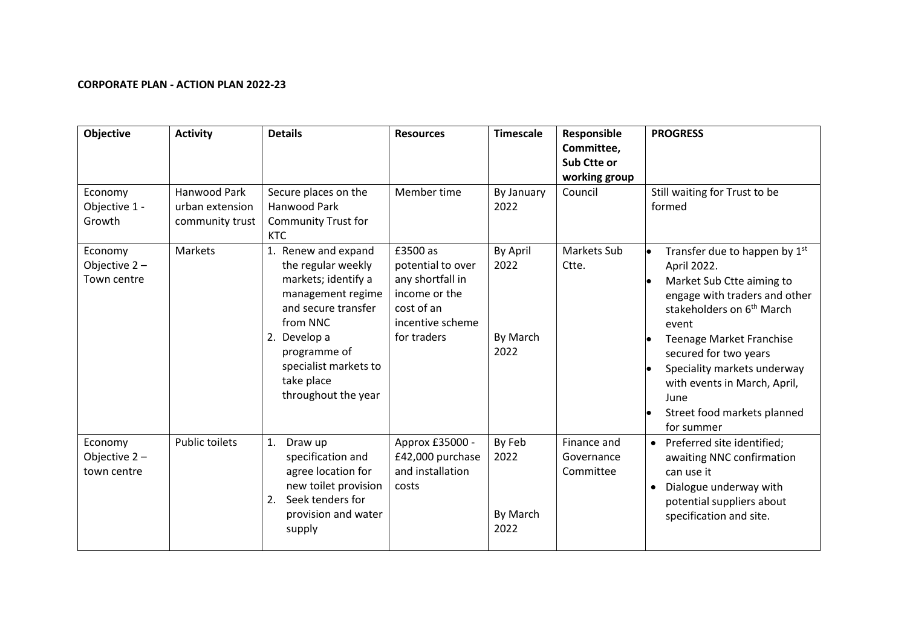**CORPORATE PLAN - ACTION PLAN 2022-23**

| Objective | Activity | Details | Resources | Timescale | Responsible Committee, Sub Ctte or working group | PROGRESS |
|---|---|---|---|---|---|---|
| Economy Objective 1 - Growth | Hanwood Park urban extension community trust | Secure places on the Hanwood Park Community Trust for KTC | Member time | By January 2022 | Council | Still waiting for Trust to be formed |
| Economy Objective 2 – Town centre | Markets | 1. Renew and expand the regular weekly markets; identify a management regime and secure transfer from NNC<br>2. Develop a programme of specialist markets to take place throughout the year | £3500 as potential to over any shortfall in income or the cost of an incentive scheme for traders | By April 2022<br><br>By March 2022 | Markets Sub Ctte. | • Transfer due to happen by 1st April 2022.<br>• Market Sub Ctte aiming to engage with traders and other stakeholders on 6th March event<br>• Teenage Market Franchise secured for two years<br>• Speciality markets underway with events in March, April, June<br>• Street food markets planned for summer |
| Economy Objective 2 – town centre | Public toilets | 1. Draw up specification and agree location for new toilet provision<br>2. Seek tenders for provision and water supply | Approx £35000 - £42,000 purchase and installation costs | By Feb 2022<br><br>By March 2022 | Finance and Governance Committee | • Preferred site identified; awaiting NNC confirmation can use it<br>• Dialogue underway with potential suppliers about specification and site. |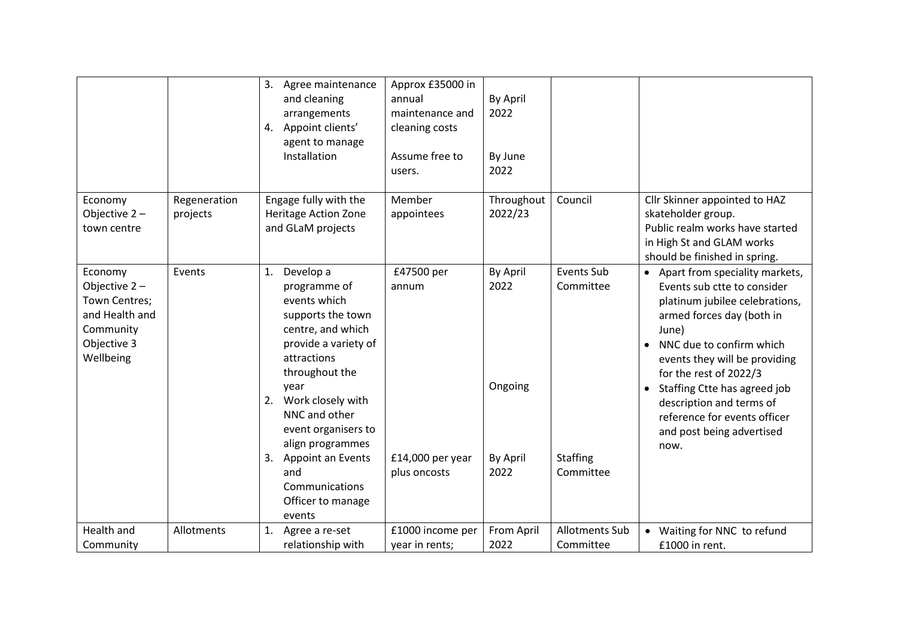| | | | | | | |
|---|---|---|---|---|---|---|
| | | 3. Agree maintenance and cleaning arrangements<br>4. Appoint clients' agent to manage Installation | Approx £35000 in annual maintenance and cleaning costs<br><br>Assume free to users. | By April 2022<br><br>By June 2022 | | |
| Economy Objective 2 – town centre | Regeneration projects | Engage fully with the Heritage Action Zone and GLaM projects | Member appointees | Throughout 2022/23 | Council | Cllr Skinner appointed to HAZ skateholder group.<br>Public realm works have started in High St and GLAM works should be finished in spring. |
| Economy Objective 2 – Town Centres; and Health and Community Objective 3 Wellbeing | Events | 1. Develop a programme of events which supports the town centre, and which provide a variety of attractions throughout the year<br>2. Work closely with NNC and other event organisers to align programmes<br>3. Appoint an Events and Communications Officer to manage events | £47500 per annum<br><br><br><br><br>£14,000 per year plus oncosts | By April 2022<br><br>Ongoing<br><br>By April 2022 | Events Sub Committee<br><br><br><br>Staffing Committee | • Apart from speciality markets, Events sub ctte to consider platinum jubilee celebrations, armed forces day (both in June)<br>• NNC due to confirm which events they will be providing for the rest of 2022/3<br>• Staffing Ctte has agreed job description and terms of reference for events officer and post being advertised now. |
| Health and Community | Allotments | 1. Agree a re-set relationship with | £1000 income per year in rents; | From April 2022 | Allotments Sub Committee | • Waiting for NNC to refund £1000 in rent. |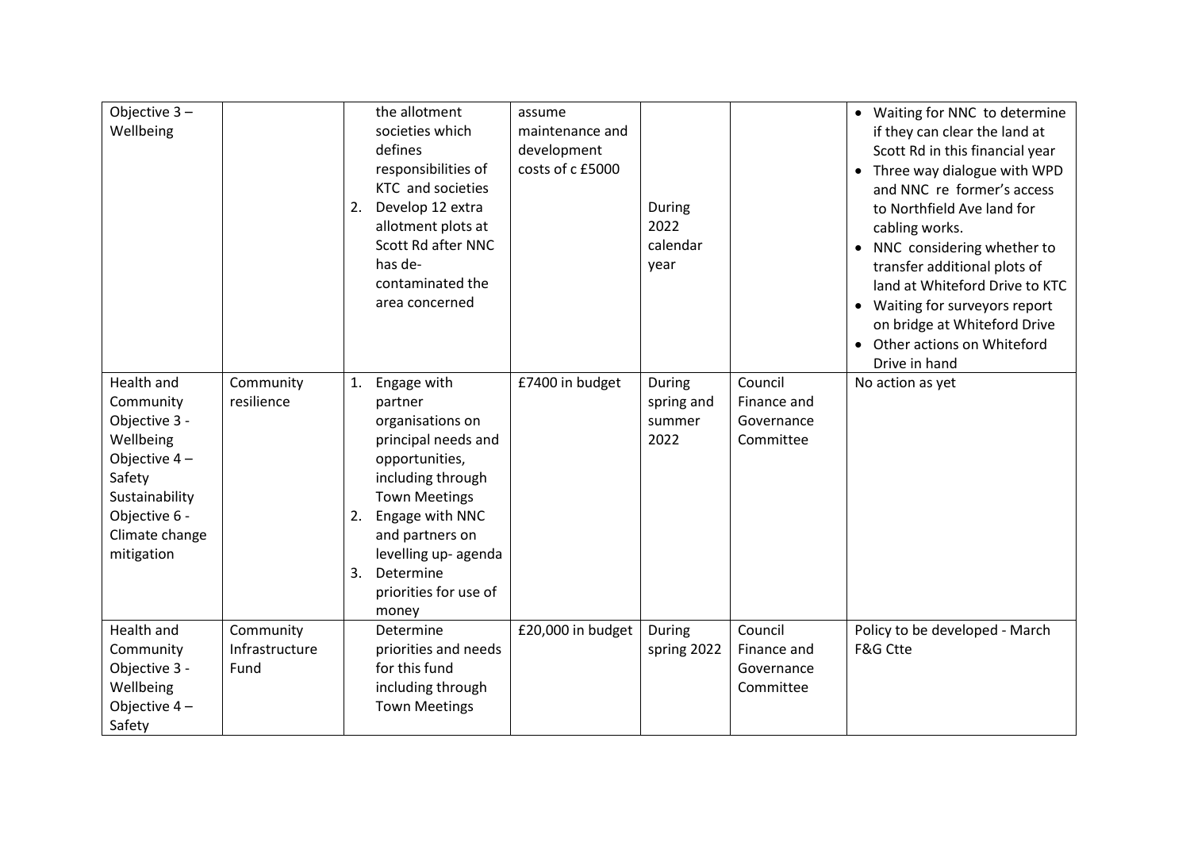| | | | | | | |
|---|---|---|---|---|---|---|
| Objective 3 – Wellbeing | | the allotment societies which defines responsibilities of KTC and societies<br>2. Develop 12 extra allotment plots at Scott Rd after NNC has de-contaminated the area concerned | assume maintenance and development costs of c £5000 | During 2022 calendar year | | • Waiting for NNC to determine if they can clear the land at Scott Rd in this financial year<br>• Three way dialogue with WPD and NNC re former's access to Northfield Ave land for cabling works.<br>• NNC considering whether to transfer additional plots of land at Whiteford Drive to KTC<br>• Waiting for surveyors report on bridge at Whiteford Drive<br>• Other actions on Whiteford Drive in hand |
| Health and Community Objective 3 - Wellbeing Objective 4 – Safety Sustainability Objective 6 - Climate change mitigation | Community resilience | 1. Engage with partner organisations on principal needs and opportunities, including through Town Meetings<br>2. Engage with NNC and partners on levelling up- agenda<br>3. Determine priorities for use of money | £7400 in budget | During spring and summer 2022 | Council Finance and Governance Committee | No action as yet |
| Health and Community Objective 3 - Wellbeing Objective 4 – Safety | Community Infrastructure Fund | Determine priorities and needs for this fund including through Town Meetings | £20,000 in budget | During spring 2022 | Council Finance and Governance Committee | Policy to be developed - March F&G Ctte |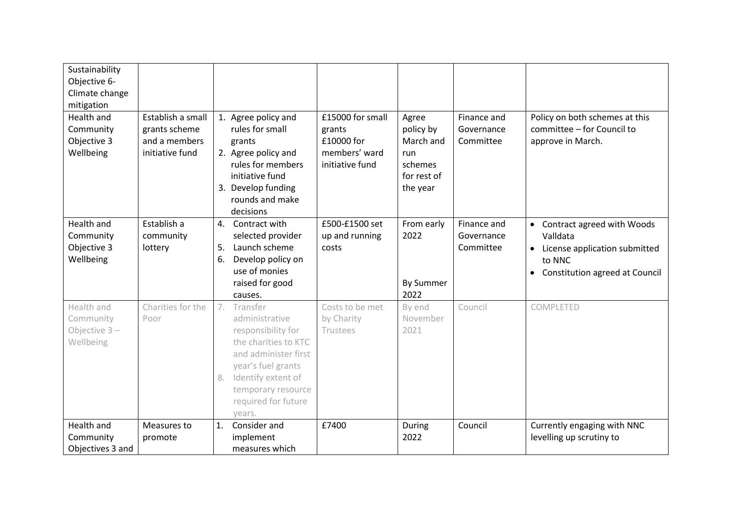| | | | | | | |
|---|---|---|---|---|---|---|
| Sustainability Objective 6- Climate change mitigation | | | | | | |
| Health and Community Objective 3 Wellbeing | Establish a small grants scheme and a members initiative fund | 1. Agree policy and rules for small grants<br>2. Agree policy and rules for members initiative fund<br>3. Develop funding rounds and make decisions | £15000 for small grants<br>£10000 for members' ward initiative fund | Agree policy by March and run schemes for rest of the year | Finance and Governance Committee | Policy on both schemes at this committee – for Council to approve in March. |
| Health and Community Objective 3 Wellbeing | Establish a community lottery | 4. Contract with selected provider<br>5. Launch scheme<br>6. Develop policy on use of monies raised for good causes. | £500-£1500 set up and running costs | From early 2022<br><br>By Summer 2022 | Finance and Governance Committee | • Contract agreed with Woods Valldata<br>• License application submitted to NNC<br>• Constitution agreed at Council |
| Health and Community Objective 3 – Wellbeing | Charities for the Poor | 7. Transfer administrative responsibility for the charities to KTC and administer first year's fuel grants<br>8. Identify extent of temporary resource required for future years. | Costs to be met by Charity Trustees | By end November 2021 | Council | COMPLETED |
| Health and Community Objectives 3 and | Measures to promote | 1. Consider and implement measures which | £7400 | During 2022 | Council | Currently engaging with NNC levelling up scrutiny to |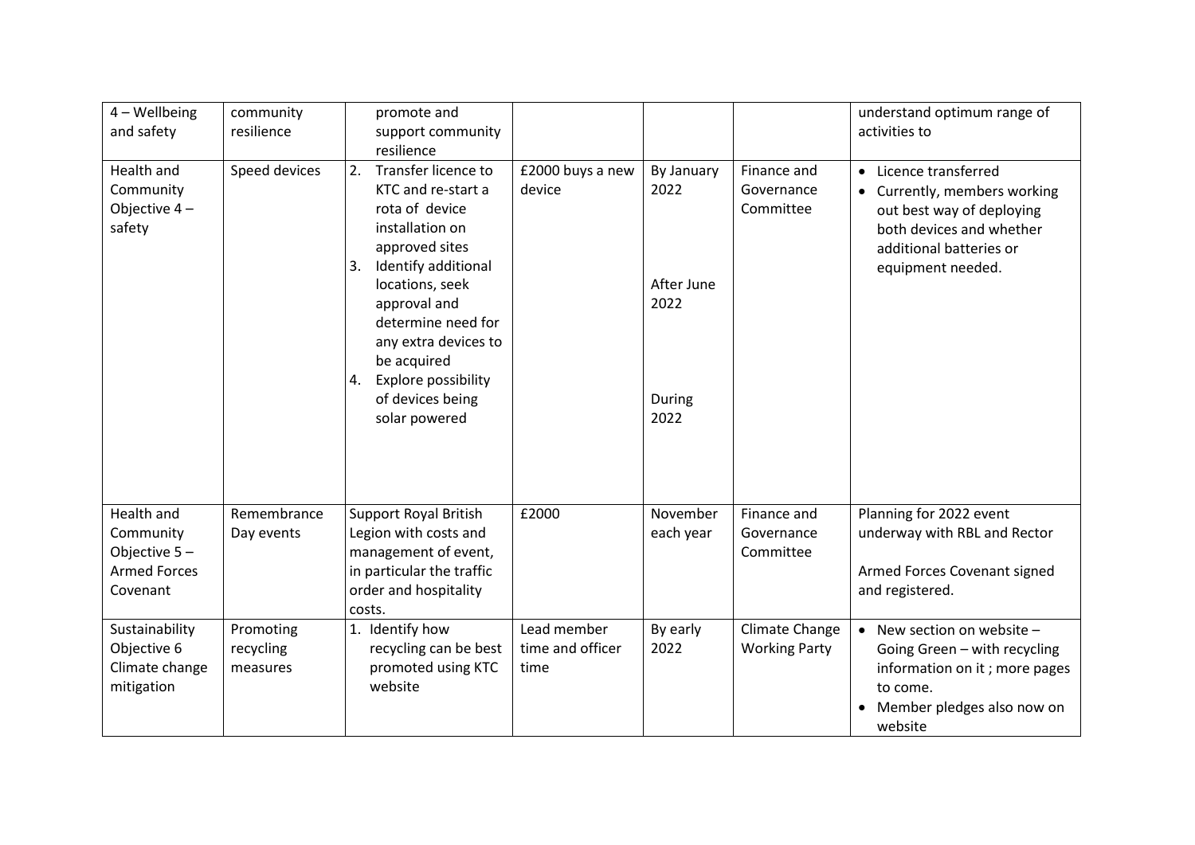| | | | | | | |
|---|---|---|---|---|---|---|
| 4 – Wellbeing and safety | community resilience | promote and support community resilience | | | | understand optimum range of activities to |
| Health and Community Objective 4 – safety | Speed devices | 2. Transfer licence to KTC and re-start a rota of device installation on approved sites<br>3. Identify additional locations, seek approval and determine need for any extra devices to be acquired<br>4. Explore possibility of devices being solar powered | £2000 buys a new device | By January 2022<br><br>After June 2022<br><br>During 2022 | Finance and Governance Committee | • Licence transferred<br>• Currently, members working out best way of deploying both devices and whether additional batteries or equipment needed. |
| Health and Community Objective 5 – Armed Forces Covenant | Remembrance Day events | Support Royal British Legion with costs and management of event, in particular the traffic order and hospitality costs. | £2000 | November each year | Finance and Governance Committee | Planning for 2022 event underway with RBL and Rector<br><br>Armed Forces Covenant signed and registered. |
| Sustainability Objective 6 Climate change mitigation | Promoting recycling measures | 1. Identify how recycling can be best promoted using KTC website | Lead member time and officer time | By early 2022 | Climate Change Working Party | • New section on website – Going Green – with recycling information on it ; more pages to come.<br>• Member pledges also now on website |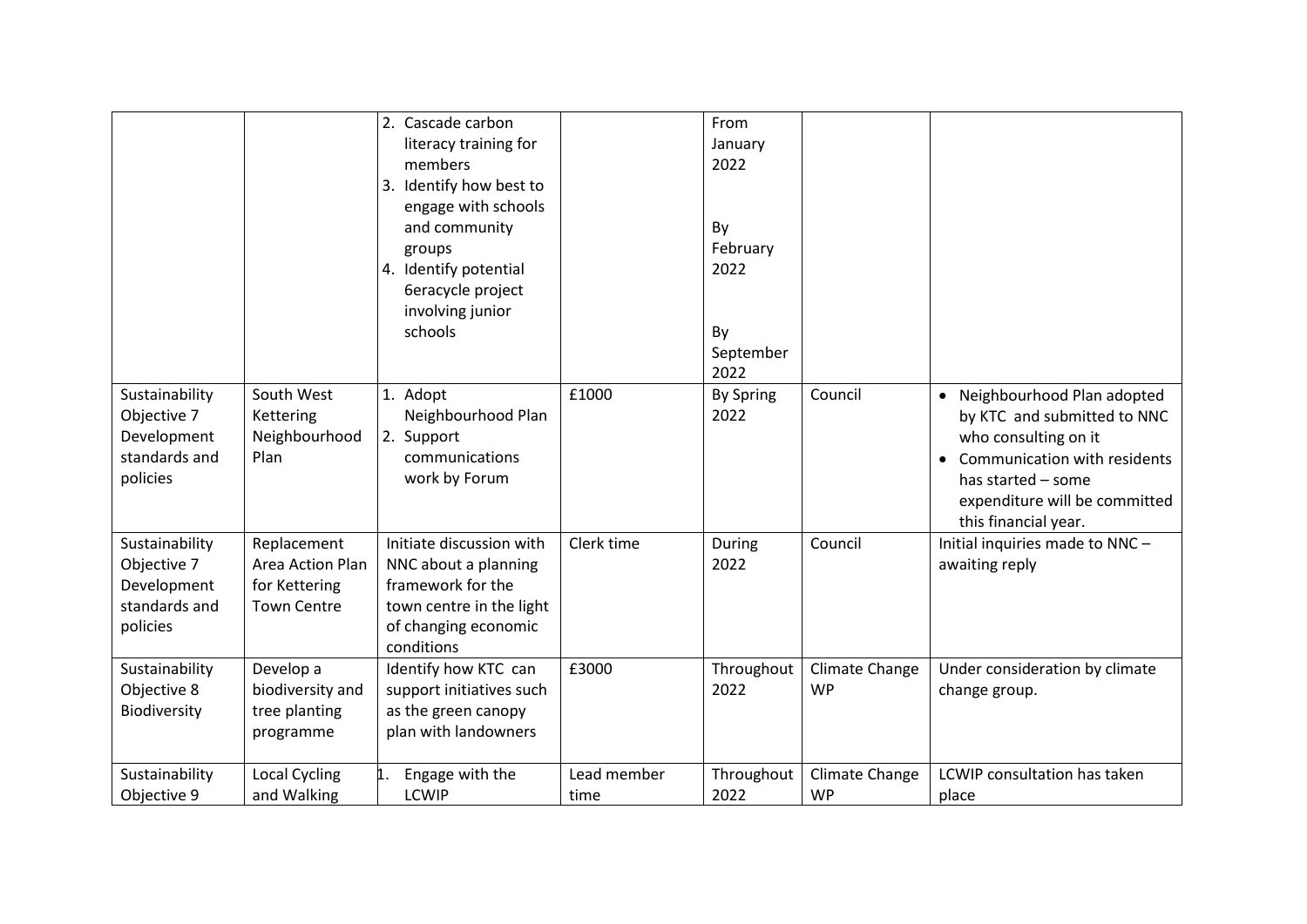| | | | | | | |
|---|---|---|---|---|---|---|
| | | 2. Cascade carbon literacy training for members<br>3. Identify how best to engage with schools and community groups<br>4. Identify potential 6eracycle project involving junior schools | | From January 2022<br><br>By February 2022<br><br>By September 2022 | | |
| Sustainability Objective 7 Development standards and policies | South West Kettering Neighbourhood Plan | 1. Adopt Neighbourhood Plan<br>2. Support communications work by Forum | £1000 | By Spring 2022 | Council | • Neighbourhood Plan adopted by KTC and submitted to NNC who consulting on it<br>• Communication with residents has started – some expenditure will be committed this financial year. |
| Sustainability Objective 7 Development standards and policies | Replacement Area Action Plan for Kettering Town Centre | Initiate discussion with NNC about a planning framework for the town centre in the light of changing economic conditions | Clerk time | During 2022 | Council | Initial inquiries made to NNC – awaiting reply |
| Sustainability Objective 8 Biodiversity | Develop a biodiversity and tree planting programme | Identify how KTC can support initiatives such as the green canopy plan with landowners | £3000 | Throughout 2022 | Climate Change WP | Under consideration by climate change group. |
| Sustainability Objective 9 | Local Cycling and Walking | 1. Engage with the LCWIP | Lead member time | Throughout 2022 | Climate Change WP | LCWIP consultation has taken place |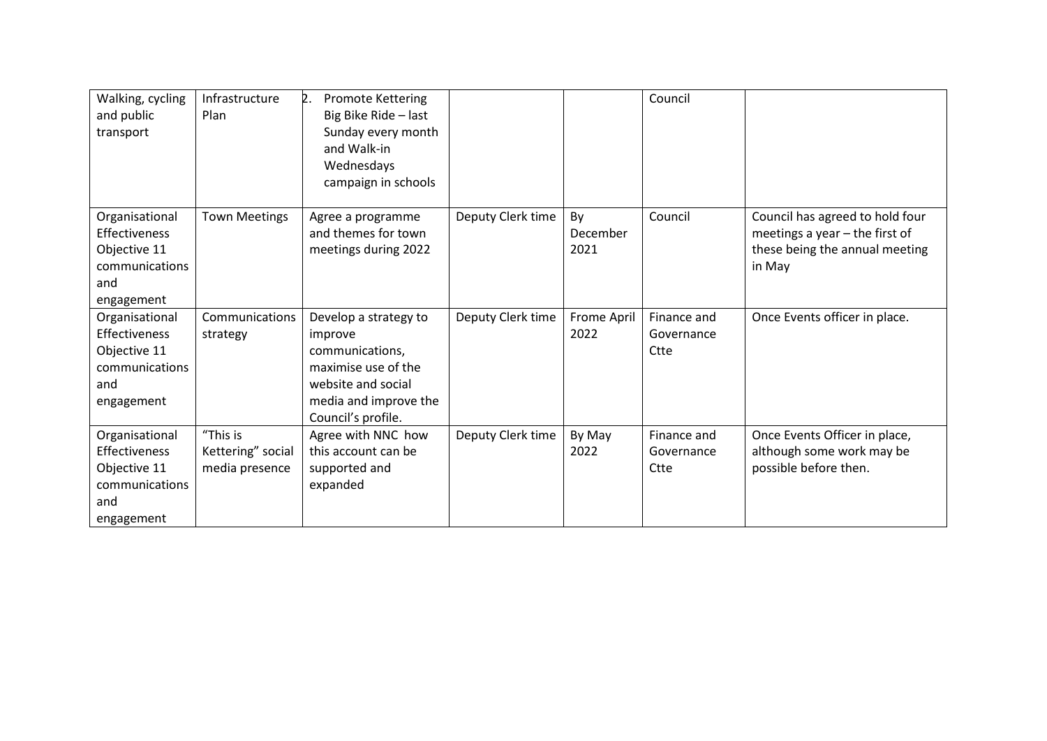| | | | | | | |
|---|---|---|---|---|---|---|
| Walking, cycling and public transport | Infrastructure Plan | 2. Promote Kettering Big Bike Ride – last Sunday every month and Walk-in Wednesdays campaign in schools | | | Council | |
| Organisational Effectiveness Objective 11 communications and engagement | Town Meetings | Agree a programme and themes for town meetings during 2022 | Deputy Clerk time | By December 2021 | Council | Council has agreed to hold four meetings a year – the first of these being the annual meeting in May |
| Organisational Effectiveness Objective 11 communications and engagement | Communications strategy | Develop a strategy to improve communications, maximise use of the website and social media and improve the Council's profile. | Deputy Clerk time | Frome April 2022 | Finance and Governance Ctte | Once Events officer in place. |
| Organisational Effectiveness Objective 11 communications and engagement | "This is Kettering" social media presence | Agree with NNC how this account can be supported and expanded | Deputy Clerk time | By May 2022 | Finance and Governance Ctte | Once Events Officer in place, although some work may be possible before then. |